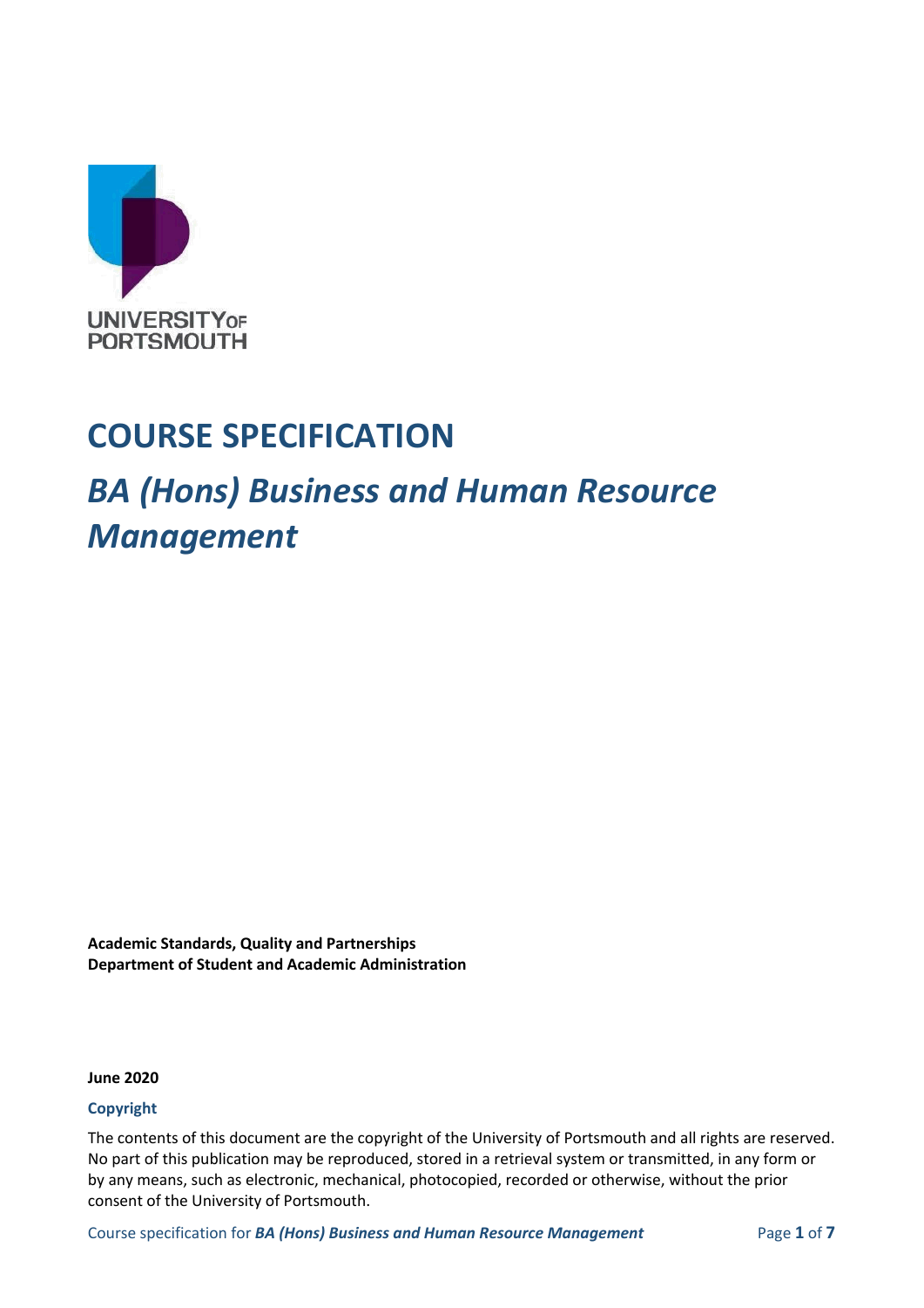UNIVERSITY OF PORTSMOUTH

# COURSE SPECIFICATION

## *BA (Hons) Business and Human Resource Management*

**Academic Standards, Quality and Partnerships**
**Department of Student and Academic Administration**

**June 2020**

**Copyright**

The contents of this document are the copyright of the University of Portsmouth and all rights are reserved. No part of this publication may be reproduced, stored in a retrieval system or transmitted, in any form or by any means, such as electronic, mechanical, photocopied, recorded or otherwise, without the prior consent of the University of Portsmouth.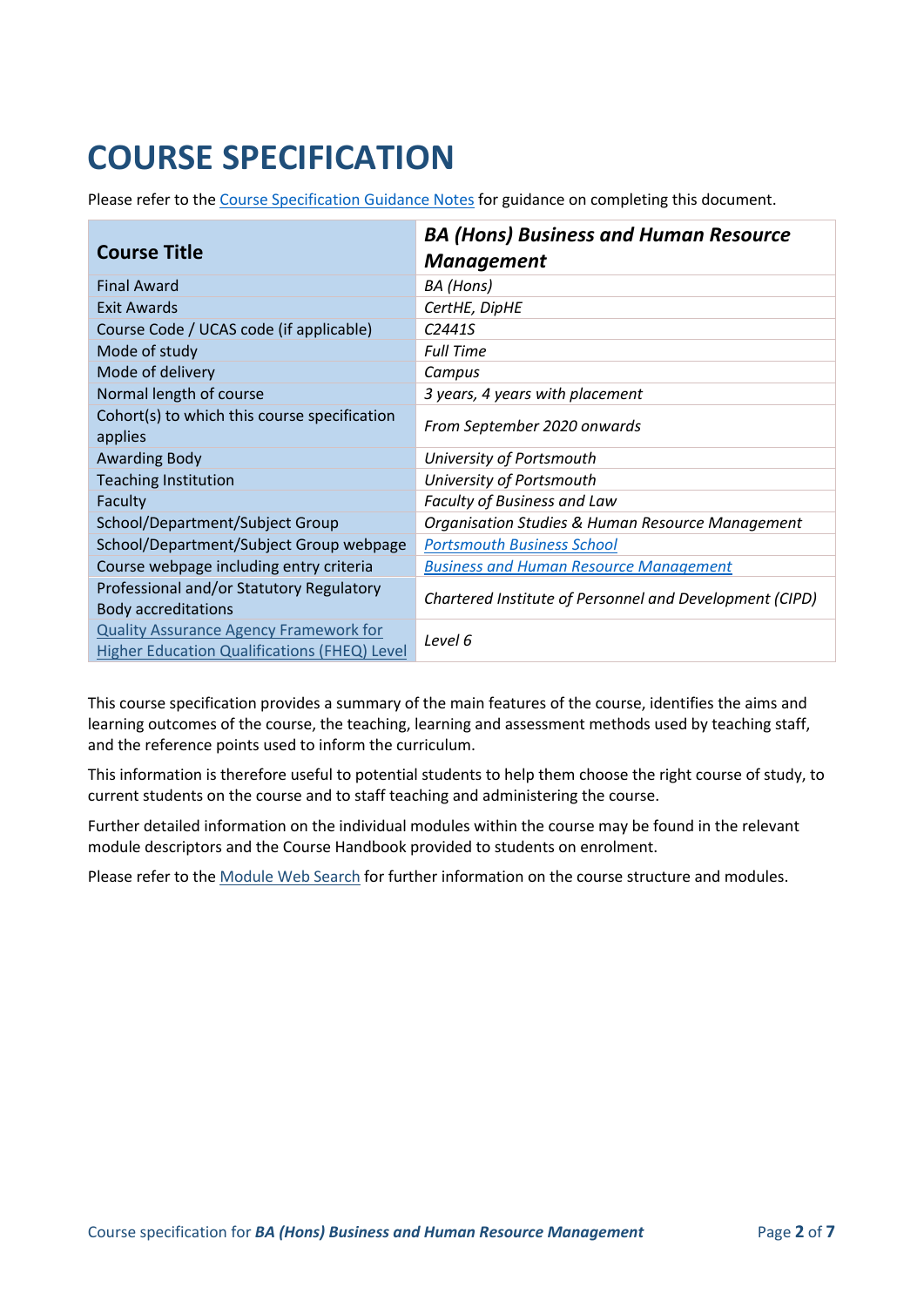# COURSE SPECIFICATION

Please refer to the Course Specification Guidance Notes for guidance on completing this document.

| **Course Title** | ***BA (Hons) Business and Human Resource Management*** |
|---|---|
| Final Award | *BA (Hons)* |
| Exit Awards | *CertHE, DipHE* |
| Course Code / UCAS code (if applicable) | *C2441S* |
| Mode of study | *Full Time* |
| Mode of delivery | *Campus* |
| Normal length of course | *3 years, 4 years with placement* |
| Cohort(s) to which this course specification applies | *From September 2020 onwards* |
| Awarding Body | *University of Portsmouth* |
| Teaching Institution | *University of Portsmouth* |
| Faculty | *Faculty of Business and Law* |
| School/Department/Subject Group | *Organisation Studies & Human Resource Management* |
| School/Department/Subject Group webpage | *Portsmouth Business School* |
| Course webpage including entry criteria | *Business and Human Resource Management* |
| Professional and/or Statutory Regulatory Body accreditations | *Chartered Institute of Personnel and Development (CIPD)* |
| Quality Assurance Agency Framework for Higher Education Qualifications (FHEQ) Level | *Level 6* |

This course specification provides a summary of the main features of the course, identifies the aims and learning outcomes of the course, the teaching, learning and assessment methods used by teaching staff, and the reference points used to inform the curriculum.

This information is therefore useful to potential students to help them choose the right course of study, to current students on the course and to staff teaching and administering the course.

Further detailed information on the individual modules within the course may be found in the relevant module descriptors and the Course Handbook provided to students on enrolment.

Please refer to the Module Web Search for further information on the course structure and modules.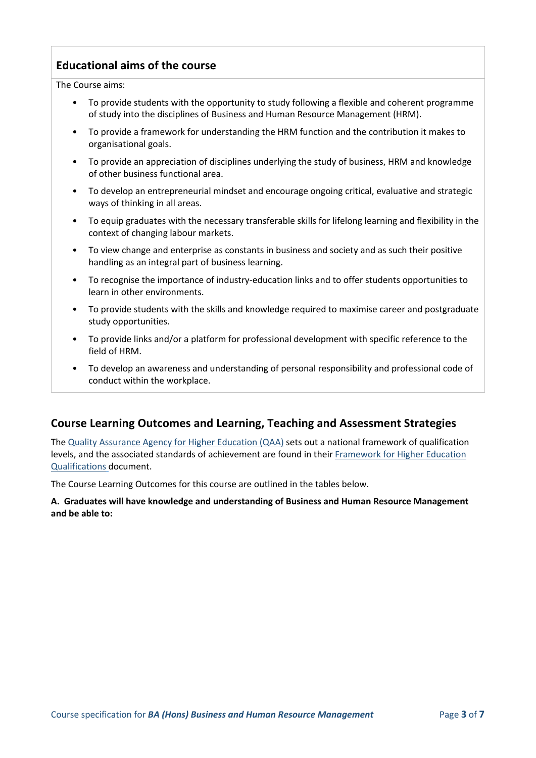## Educational aims of the course

The Course aims:

- To provide students with the opportunity to study following a flexible and coherent programme of study into the disciplines of Business and Human Resource Management (HRM).
- To provide a framework for understanding the HRM function and the contribution it makes to organisational goals.
- To provide an appreciation of disciplines underlying the study of business, HRM and knowledge of other business functional area.
- To develop an entrepreneurial mindset and encourage ongoing critical, evaluative and strategic ways of thinking in all areas.
- To equip graduates with the necessary transferable skills for lifelong learning and flexibility in the context of changing labour markets.
- To view change and enterprise as constants in business and society and as such their positive handling as an integral part of business learning.
- To recognise the importance of industry-education links and to offer students opportunities to learn in other environments.
- To provide students with the skills and knowledge required to maximise career and postgraduate study opportunities.
- To provide links and/or a platform for professional development with specific reference to the field of HRM.
- To develop an awareness and understanding of personal responsibility and professional code of conduct within the workplace.

## Course Learning Outcomes and Learning, Teaching and Assessment Strategies

The Quality Assurance Agency for Higher Education (QAA) sets out a national framework of qualification levels, and the associated standards of achievement are found in their Framework for Higher Education Qualifications document.

The Course Learning Outcomes for this course are outlined in the tables below.

**A. Graduates will have knowledge and understanding of Business and Human Resource Management and be able to:**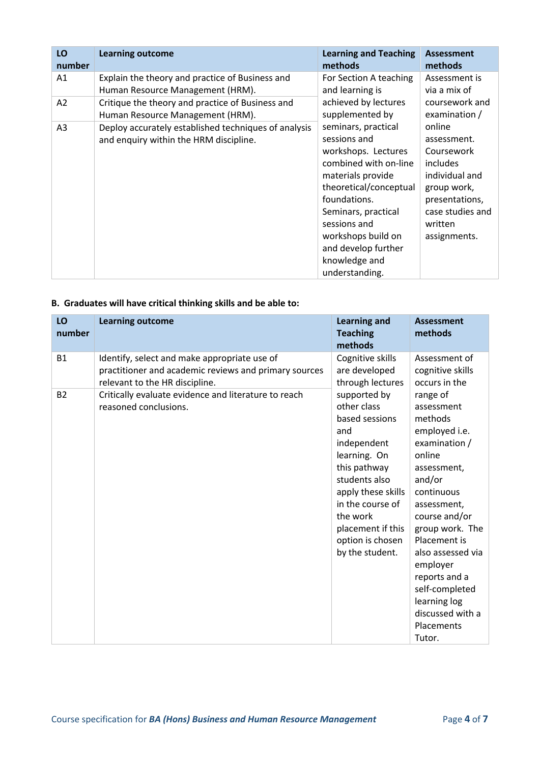| LO number | Learning outcome | Learning and Teaching methods | Assessment methods |
|---|---|---|---|
| A1 | Explain the theory and practice of Business and Human Resource Management (HRM). | For Section A teaching and learning is achieved by lectures supplemented by seminars, practical sessions and workshops. Lectures combined with on-line materials provide theoretical/conceptual foundations. Seminars, practical sessions and workshops build on and develop further knowledge and understanding. | Assessment is via a mix of coursework and examination / online assessment. Coursework includes individual and group work, presentations, case studies and written assignments. |
| A2 | Critique the theory and practice of Business and Human Resource Management (HRM). | | |
| A3 | Deploy accurately established techniques of analysis and enquiry within the HRM discipline. | | |

**B. Graduates will have critical thinking skills and be able to:**

| LO number | Learning outcome | Learning and Teaching methods | Assessment methods |
|---|---|---|---|
| B1 | Identify, select and make appropriate use of practitioner and academic reviews and primary sources relevant to the HR discipline. | Cognitive skills are developed through lectures supported by other class based sessions and independent learning. On this pathway students also apply these skills in the course of the work placement if this option is chosen by the student. | Assessment of cognitive skills occurs in the range of assessment methods employed i.e. examination / online assessment, and/or continuous assessment, course and/or group work. The Placement is also assessed via employer reports and a self-completed learning log discussed with a Placements Tutor. |
| B2 | Critically evaluate evidence and literature to reach reasoned conclusions. | | |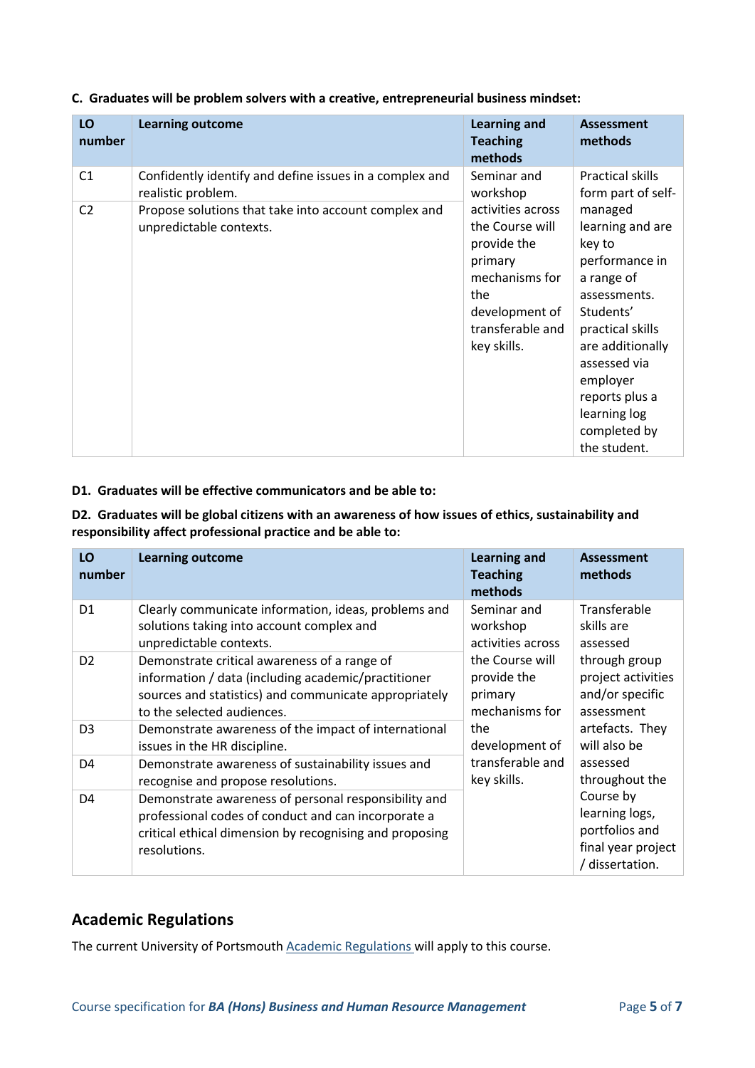**C. Graduates will be problem solvers with a creative, entrepreneurial business mindset:**

| LO number | Learning outcome | Learning and Teaching methods | Assessment methods |
|---|---|---|---|
| C1 | Confidently identify and define issues in a complex and realistic problem. | Seminar and workshop activities across the Course will provide the primary mechanisms for the development of transferable and key skills. | Practical skills form part of self-managed learning and are key to performance in a range of assessments. Students' practical skills are additionally assessed via employer reports plus a learning log completed by the student. |
| C2 | Propose solutions that take into account complex and unpredictable contexts. | | |

**D1. Graduates will be effective communicators and be able to:**

**D2. Graduates will be global citizens with an awareness of how issues of ethics, sustainability and responsibility affect professional practice and be able to:**

| LO number | Learning outcome | Learning and Teaching methods | Assessment methods |
|---|---|---|---|
| D1 | Clearly communicate information, ideas, problems and solutions taking into account complex and unpredictable contexts. | Seminar and workshop activities across the Course will provide the primary mechanisms for the development of transferable and key skills. | Transferable skills are assessed through group project activities and/or specific assessment artefacts. They will also be assessed throughout the Course by learning logs, portfolios and final year project / dissertation. |
| D2 | Demonstrate critical awareness of a range of information / data (including academic/practitioner sources and statistics) and communicate appropriately to the selected audiences. | | |
| D3 | Demonstrate awareness of the impact of international issues in the HR discipline. | | |
| D4 | Demonstrate awareness of sustainability issues and recognise and propose resolutions. | | |
| D4 | Demonstrate awareness of personal responsibility and professional codes of conduct and can incorporate a critical ethical dimension by recognising and proposing resolutions. | | |

## Academic Regulations

The current University of Portsmouth Academic Regulations will apply to this course.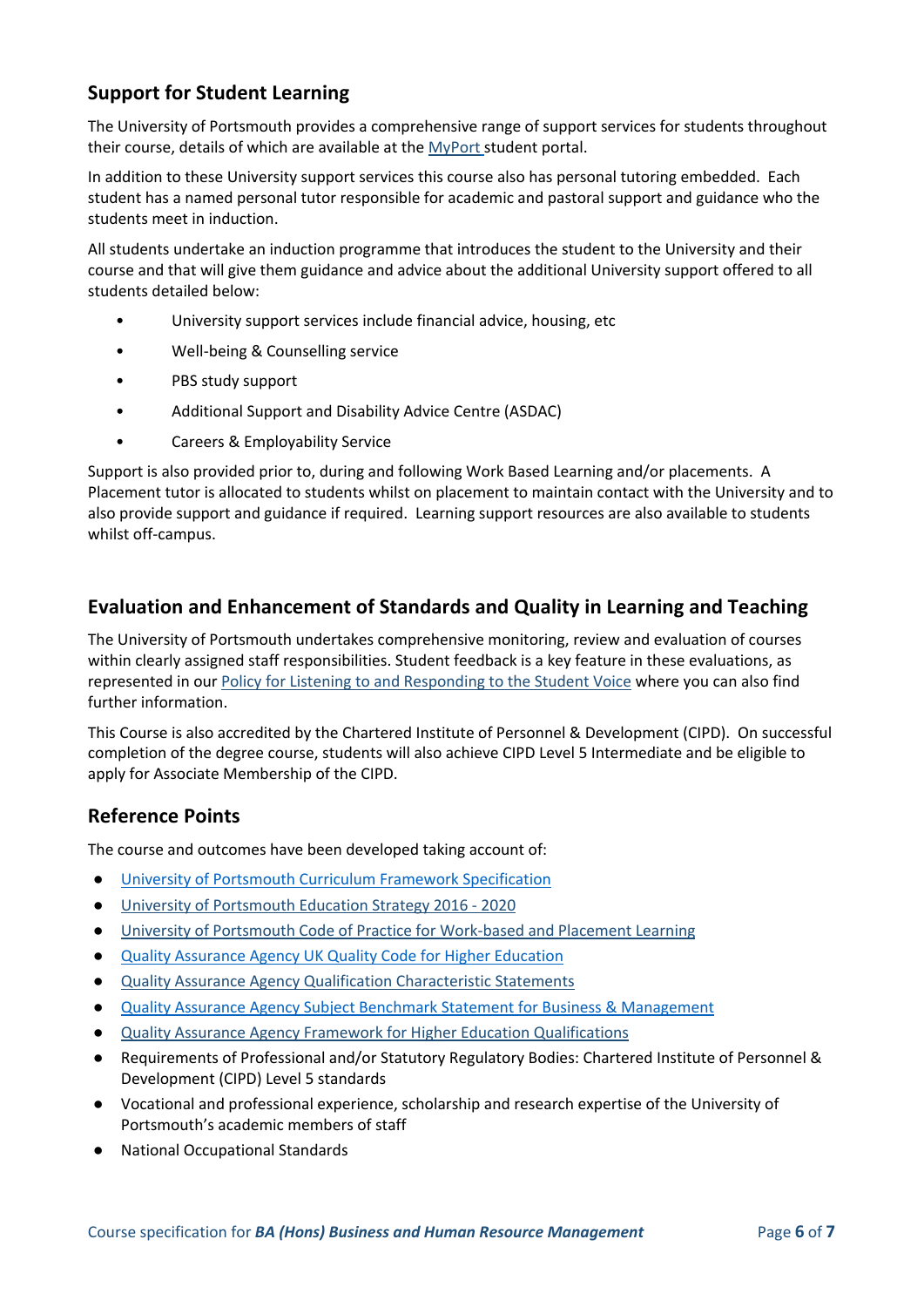## Support for Student Learning

The University of Portsmouth provides a comprehensive range of support services for students throughout their course, details of which are available at the MyPort student portal.

In addition to these University support services this course also has personal tutoring embedded. Each student has a named personal tutor responsible for academic and pastoral support and guidance who the students meet in induction.

All students undertake an induction programme that introduces the student to the University and their course and that will give them guidance and advice about the additional University support offered to all students detailed below:

- University support services include financial advice, housing, etc
- Well-being & Counselling service
- PBS study support
- Additional Support and Disability Advice Centre (ASDAC)
- Careers & Employability Service

Support is also provided prior to, during and following Work Based Learning and/or placements. A Placement tutor is allocated to students whilst on placement to maintain contact with the University and to also provide support and guidance if required. Learning support resources are also available to students whilst off-campus.

## Evaluation and Enhancement of Standards and Quality in Learning and Teaching

The University of Portsmouth undertakes comprehensive monitoring, review and evaluation of courses within clearly assigned staff responsibilities. Student feedback is a key feature in these evaluations, as represented in our Policy for Listening to and Responding to the Student Voice where you can also find further information.

This Course is also accredited by the Chartered Institute of Personnel & Development (CIPD). On successful completion of the degree course, students will also achieve CIPD Level 5 Intermediate and be eligible to apply for Associate Membership of the CIPD.

## Reference Points

The course and outcomes have been developed taking account of:

- University of Portsmouth Curriculum Framework Specification
- University of Portsmouth Education Strategy 2016 - 2020
- University of Portsmouth Code of Practice for Work-based and Placement Learning
- Quality Assurance Agency UK Quality Code for Higher Education
- Quality Assurance Agency Qualification Characteristic Statements
- Quality Assurance Agency Subject Benchmark Statement for Business & Management
- Quality Assurance Agency Framework for Higher Education Qualifications
- Requirements of Professional and/or Statutory Regulatory Bodies: Chartered Institute of Personnel & Development (CIPD) Level 5 standards
- Vocational and professional experience, scholarship and research expertise of the University of Portsmouth's academic members of staff
- National Occupational Standards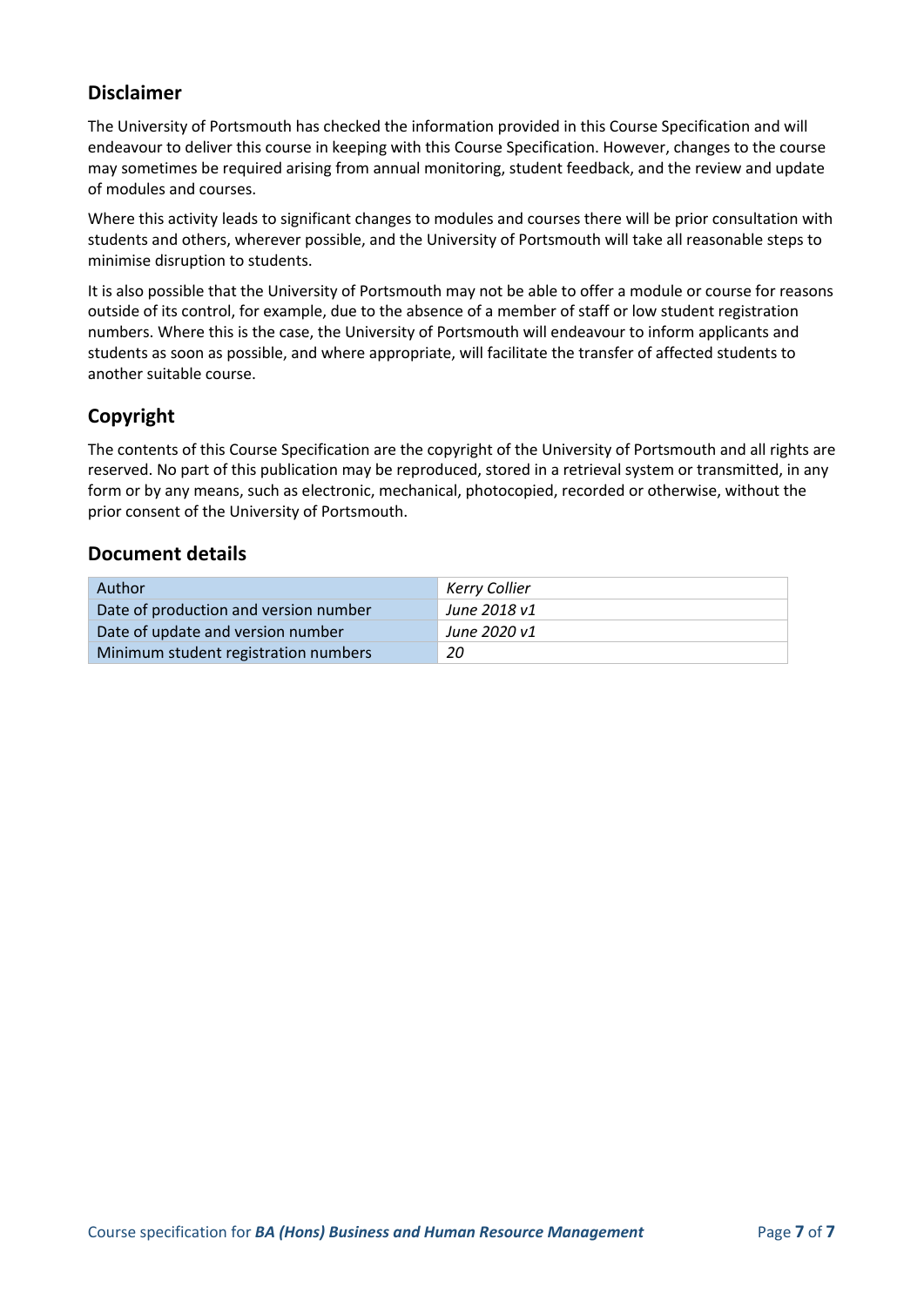## Disclaimer

The University of Portsmouth has checked the information provided in this Course Specification and will endeavour to deliver this course in keeping with this Course Specification. However, changes to the course may sometimes be required arising from annual monitoring, student feedback, and the review and update of modules and courses.

Where this activity leads to significant changes to modules and courses there will be prior consultation with students and others, wherever possible, and the University of Portsmouth will take all reasonable steps to minimise disruption to students.

It is also possible that the University of Portsmouth may not be able to offer a module or course for reasons outside of its control, for example, due to the absence of a member of staff or low student registration numbers. Where this is the case, the University of Portsmouth will endeavour to inform applicants and students as soon as possible, and where appropriate, will facilitate the transfer of affected students to another suitable course.

## Copyright

The contents of this Course Specification are the copyright of the University of Portsmouth and all rights are reserved. No part of this publication may be reproduced, stored in a retrieval system or transmitted, in any form or by any means, such as electronic, mechanical, photocopied, recorded or otherwise, without the prior consent of the University of Portsmouth.

## Document details

| | |
|---|---|
| Author | *Kerry Collier* |
| Date of production and version number | *June 2018 v1* |
| Date of update and version number | *June 2020 v1* |
| Minimum student registration numbers | *20* |